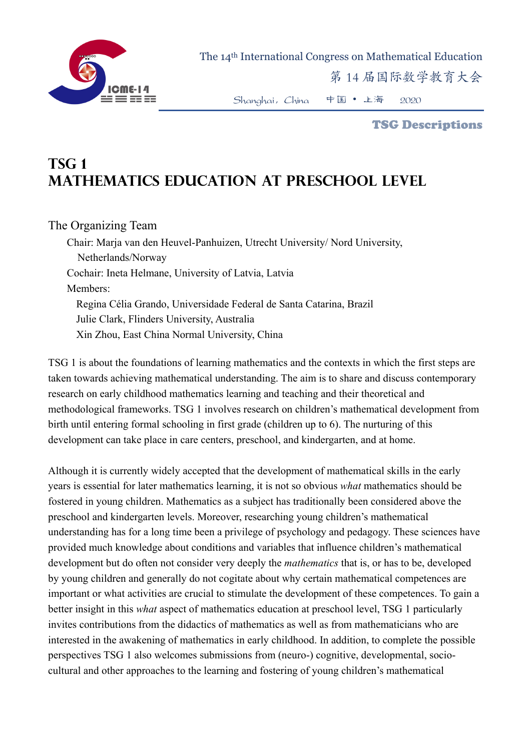# TSG 1
# MATHEMATICS EDUCATION AT PRESCHOOL LEVEL

The Organizing Team

Chair: Marja van den Heuvel-Panhuizen, Utrecht University/ Nord University, Netherlands/Norway

Cochair: Ineta Helmane, University of Latvia, Latvia

Members:

Regina Célia Grando, Universidade Federal de Santa Catarina, Brazil

Julie Clark, Flinders University, Australia

Xin Zhou, East China Normal University, China

TSG 1 is about the foundations of learning mathematics and the contexts in which the first steps are taken towards achieving mathematical understanding. The aim is to share and discuss contemporary research on early childhood mathematics learning and teaching and their theoretical and methodological frameworks. TSG 1 involves research on children's mathematical development from birth until entering formal schooling in first grade (children up to 6). The nurturing of this development can take place in care centers, preschool, and kindergarten, and at home.

Although it is currently widely accepted that the development of mathematical skills in the early years is essential for later mathematics learning, it is not so obvious *what* mathematics should be fostered in young children. Mathematics as a subject has traditionally been considered above the preschool and kindergarten levels. Moreover, researching young children's mathematical understanding has for a long time been a privilege of psychology and pedagogy. These sciences have provided much knowledge about conditions and variables that influence children's mathematical development but do often not consider very deeply the *mathematics* that is, or has to be, developed by young children and generally do not cogitate about why certain mathematical competences are important or what activities are crucial to stimulate the development of these competences. To gain a better insight in this *what* aspect of mathematics education at preschool level, TSG 1 particularly invites contributions from the didactics of mathematics as well as from mathematicians who are interested in the awakening of mathematics in early childhood. In addition, to complete the possible perspectives TSG 1 also welcomes submissions from (neuro-) cognitive, developmental, socio-cultural and other approaches to the learning and fostering of young children's mathematical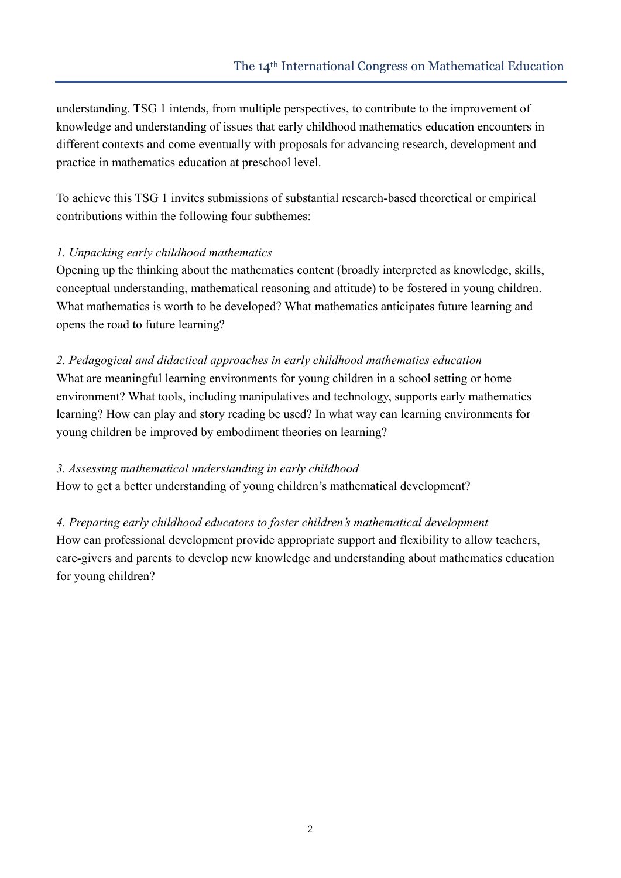understanding. TSG 1 intends, from multiple perspectives, to contribute to the improvement of knowledge and understanding of issues that early childhood mathematics education encounters in different contexts and come eventually with proposals for advancing research, development and practice in mathematics education at preschool level.

To achieve this TSG 1 invites submissions of substantial research-based theoretical or empirical contributions within the following four subthemes:

*1. Unpacking early childhood mathematics*

Opening up the thinking about the mathematics content (broadly interpreted as knowledge, skills, conceptual understanding, mathematical reasoning and attitude) to be fostered in young children. What mathematics is worth to be developed? What mathematics anticipates future learning and opens the road to future learning?

*2. Pedagogical and didactical approaches in early childhood mathematics education*

What are meaningful learning environments for young children in a school setting or home environment? What tools, including manipulatives and technology, supports early mathematics learning? How can play and story reading be used? In what way can learning environments for young children be improved by embodiment theories on learning?

*3. Assessing mathematical understanding in early childhood*

How to get a better understanding of young children's mathematical development?

*4. Preparing early childhood educators to foster children's mathematical development*

How can professional development provide appropriate support and flexibility to allow teachers, care-givers and parents to develop new knowledge and understanding about mathematics education for young children?